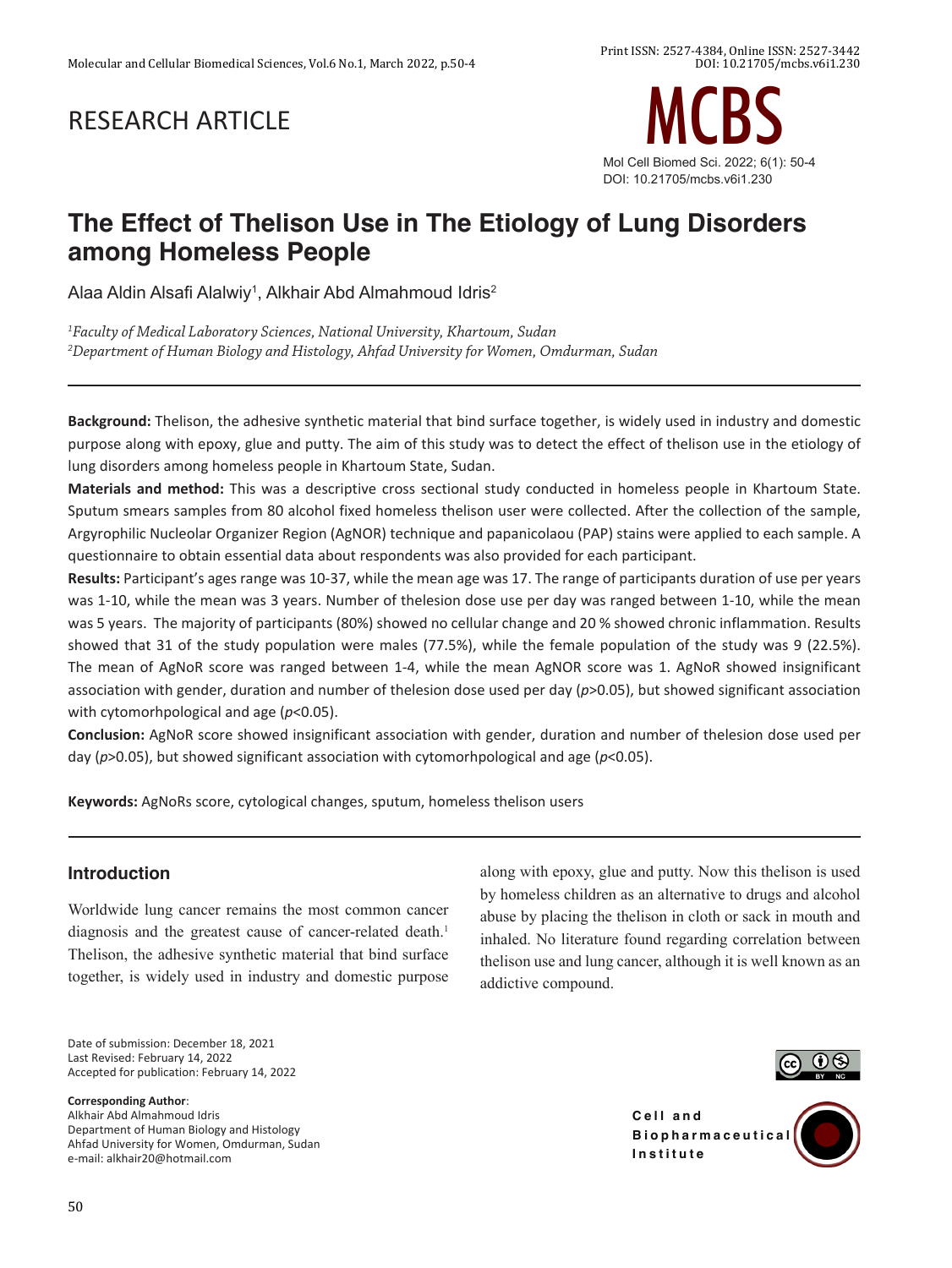RESEARCH ARTICLE

# The Effect of Thelison Use in The Etiology of Lung Disorders among Homeless People

Alaa Aldin Alsafi Alalwiy[1], Alkhair Abd Almahmoud Idris[2]

[1]*Faculty of Medical Laboratory Sciences, National University, Khartoum, Sudan*
[2]*Department of Human Biology and Histology, Ahfad University for Women, Omdurman, Sudan*

---

**Background:** Thelison, the adhesive synthetic material that bind surface together, is widely used in industry and domestic purpose along with epoxy, glue and putty. The aim of this study was to detect the effect of thelison use in the etiology of lung disorders among homeless people in Khartoum State, Sudan.

**Materials and method:** This was a descriptive cross sectional study conducted in homeless people in Khartoum State. Sputum smears samples from 80 alcohol fixed homeless thelison user were collected. After the collection of the sample, Argyrophilic Nucleolar Organizer Region (AgNOR) technique and papanicolaou (PAP) stains were applied to each sample. A questionnaire to obtain essential data about respondents was also provided for each participant.

**Results:** Participant's ages range was 10-37, while the mean age was 17. The range of participants duration of use per years was 1-10, while the mean was 3 years. Number of thelesion dose use per day was ranged between 1-10, while the mean was 5 years. The majority of participants (80%) showed no cellular change and 20 % showed chronic inflammation. Results showed that 31 of the study population were males (77.5%), while the female population of the study was 9 (22.5%). The mean of AgNoR score was ranged between 1-4, while the mean AgNOR score was 1. AgNoR showed insignificant association with gender, duration and number of thelesion dose used per day ($p$>0.05), but showed significant association with cytomorhpological and age ($p$<0.05).

**Conclusion:** AgNoR score showed insignificant association with gender, duration and number of thelesion dose used per day ($p$>0.05), but showed significant association with cytomorhpological and age ($p$<0.05).

**Keywords:** AgNoRs score, cytological changes, sputum, homeless thelison users

---

## Introduction

Worldwide lung cancer remains the most common cancer diagnosis and the greatest cause of cancer-related death.[1] Thelison, the adhesive synthetic material that bind surface together, is widely used in industry and domestic purpose along with epoxy, glue and putty. Now this thelison is used by homeless children as an alternative to drugs and alcohol abuse by placing the thelison in cloth or sack in mouth and inhaled. No literature found regarding correlation between thelison use and lung cancer, although it is well known as an addictive compound.

Date of submission: December 18, 2021
Last Revised: February 14, 2022
Accepted for publication: February 14, 2022

**Corresponding Author**:
Alkhair Abd Almahmoud Idris
Department of Human Biology and Histology
Ahfad University for Women, Omdurman, Sudan
e-mail: alkhair20@hotmail.com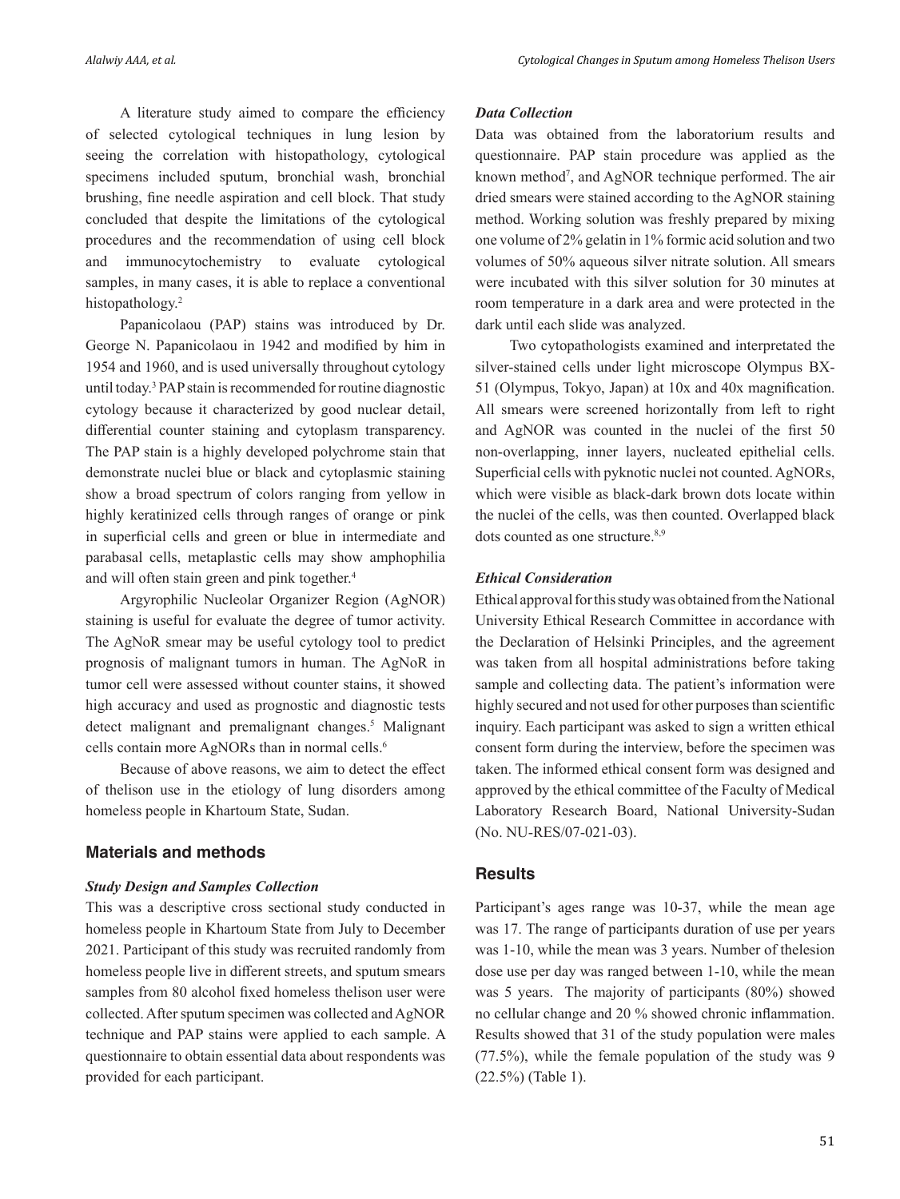A literature study aimed to compare the efficiency of selected cytological techniques in lung lesion by seeing the correlation with histopathology, cytological specimens included sputum, bronchial wash, bronchial brushing, fine needle aspiration and cell block. That study concluded that despite the limitations of the cytological procedures and the recommendation of using cell block and immunocytochemistry to evaluate cytological samples, in many cases, it is able to replace a conventional histopathology.[2]

Papanicolaou (PAP) stains was introduced by Dr. George N. Papanicolaou in 1942 and modified by him in 1954 and 1960, and is used universally throughout cytology until today.[3] PAP stain is recommended for routine diagnostic cytology because it characterized by good nuclear detail, differential counter staining and cytoplasm transparency. The PAP stain is a highly developed polychrome stain that demonstrate nuclei blue or black and cytoplasmic staining show a broad spectrum of colors ranging from yellow in highly keratinized cells through ranges of orange or pink in superficial cells and green or blue in intermediate and parabasal cells, metaplastic cells may show amphophilia and will often stain green and pink together.[4]

Argyrophilic Nucleolar Organizer Region (AgNOR) staining is useful for evaluate the degree of tumor activity. The AgNoR smear may be useful cytology tool to predict prognosis of malignant tumors in human. The AgNoR in tumor cell were assessed without counter stains, it showed high accuracy and used as prognostic and diagnostic tests detect malignant and premalignant changes.[5] Malignant cells contain more AgNORs than in normal cells.[6]

Because of above reasons, we aim to detect the effect of thelison use in the etiology of lung disorders among homeless people in Khartoum State, Sudan.

## Materials and methods

### *Study Design and Samples Collection*

This was a descriptive cross sectional study conducted in homeless people in Khartoum State from July to December 2021. Participant of this study was recruited randomly from homeless people live in different streets, and sputum smears samples from 80 alcohol fixed homeless thelison user were collected. After sputum specimen was collected and AgNOR technique and PAP stains were applied to each sample. A questionnaire to obtain essential data about respondents was provided for each participant.

### *Data Collection*

Data was obtained from the laboratorium results and questionnaire. PAP stain procedure was applied as the known method[7], and AgNOR technique performed. The air dried smears were stained according to the AgNOR staining method. Working solution was freshly prepared by mixing one volume of 2% gelatin in 1% formic acid solution and two volumes of 50% aqueous silver nitrate solution. All smears were incubated with this silver solution for 30 minutes at room temperature in a dark area and were protected in the dark until each slide was analyzed.

Two cytopathologists examined and interpretated the silver-stained cells under light microscope Olympus BX-51 (Olympus, Tokyo, Japan) at 10x and 40x magnification. All smears were screened horizontally from left to right and AgNOR was counted in the nuclei of the first 50 non-overlapping, inner layers, nucleated epithelial cells. Superficial cells with pyknotic nuclei not counted. AgNORs, which were visible as black-dark brown dots locate within the nuclei of the cells, was then counted. Overlapped black dots counted as one structure.[8,9]

### *Ethical Consideration*

Ethical approval for this study was obtained from the National University Ethical Research Committee in accordance with the Declaration of Helsinki Principles, and the agreement was taken from all hospital administrations before taking sample and collecting data. The patient's information were highly secured and not used for other purposes than scientific inquiry. Each participant was asked to sign a written ethical consent form during the interview, before the specimen was taken. The informed ethical consent form was designed and approved by the ethical committee of the Faculty of Medical Laboratory Research Board, National University-Sudan (No. NU-RES/07-021-03).

## Results

Participant's ages range was 10-37, while the mean age was 17. The range of participants duration of use per years was 1-10, while the mean was 3 years. Number of thelesion dose use per day was ranged between 1-10, while the mean was 5 years. The majority of participants (80%) showed no cellular change and 20 % showed chronic inflammation. Results showed that 31 of the study population were males (77.5%), while the female population of the study was 9 (22.5%) (Table 1).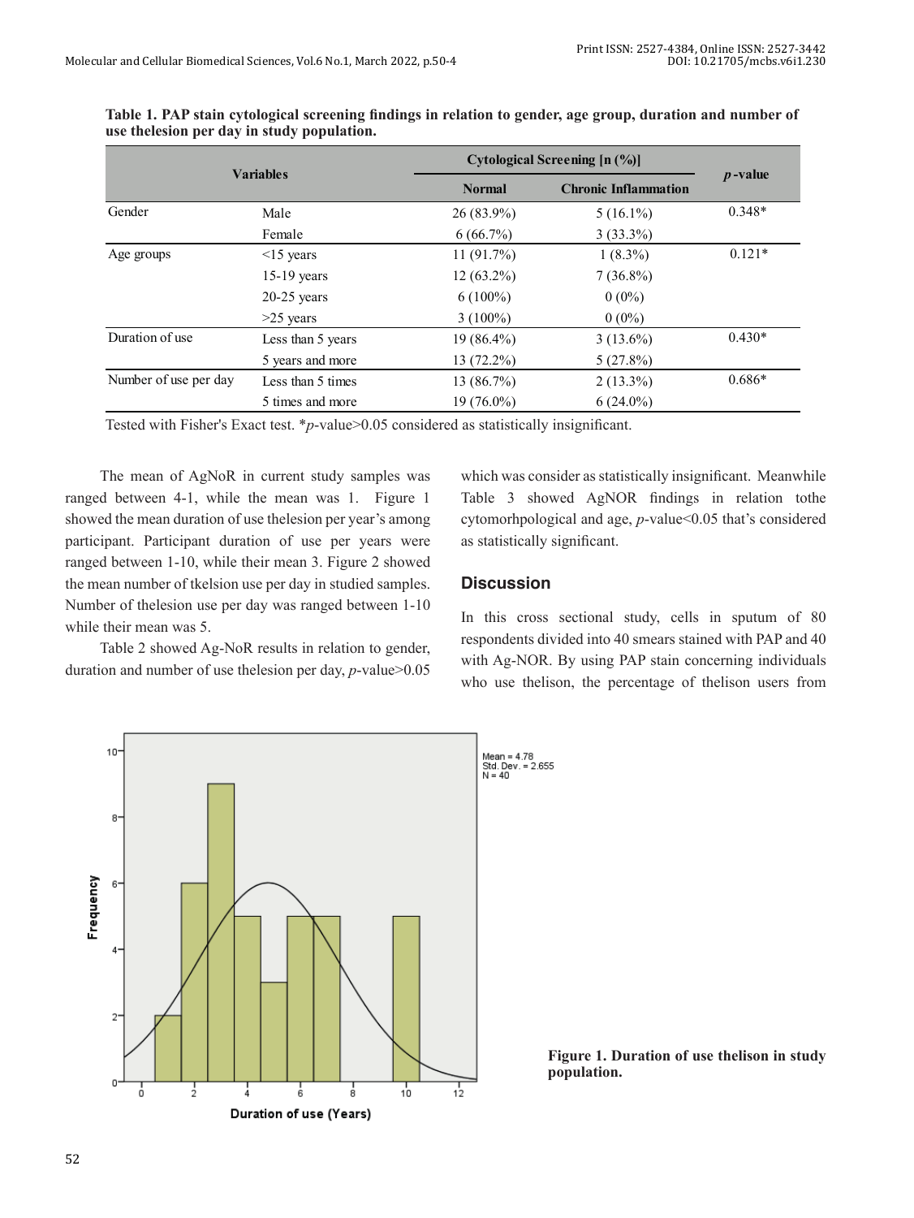**Table 1. PAP stain cytological screening findings in relation to gender, age group, duration and number of use thelesion per day in study population.**

| Variables | | Cytological Screening [n (%)] | | *p*-value |
|---|---|---|---|---|
| | | Normal | Chronic Inflammation | |
| Gender | Male | 26 (83.9%) | 5 (16.1%) | 0.348* |
| | Female | 6 (66.7%) | 3 (33.3%) | |
| Age groups | <15 years | 11 (91.7%) | 1 (8.3%) | 0.121* |
| | 15-19 years | 12 (63.2%) | 7 (36.8%) | |
| | 20-25 years | 6 (100%) | 0 (0%) | |
| | >25 years | 3 (100%) | 0 (0%) | |
| Duration of use | Less than 5 years | 19 (86.4%) | 3 (13.6%) | 0.430* |
| | 5 years and more | 13 (72.2%) | 5 (27.8%) | |
| Number of use per day | Less than 5 times | 13 (86.7%) | 2 (13.3%) | 0.686* |
| | 5 times and more | 19 (76.0%) | 6 (24.0%) | |

Tested with Fisher's Exact test. \**p*-value>0.05 considered as statistically insignificant.

The mean of AgNoR in current study samples was ranged between 4-1, while the mean was 1. Figure 1 showed the mean duration of use thelesion per year's among participant. Participant duration of use per years were ranged between 1-10, while their mean 3. Figure 2 showed the mean number of tkelsion use per day in studied samples. Number of thelesion use per day was ranged between 1-10 while their mean was 5.

Table 2 showed Ag-NoR results in relation to gender, duration and number of use thelesion per day, *p*-value>0.05 which was consider as statistically insignificant. Meanwhile Table 3 showed AgNOR findings in relation tothe cytomorhpological and age, *p*-value<0.05 that's considered as statistically significant.

## Discussion

In this cross sectional study, cells in sputum of 80 respondents divided into 40 smears stained with PAP and 40 with Ag-NOR. By using PAP stain concerning individuals who use thelison, the percentage of thelison users from

**Figure 1. Duration of use thelison in study population.**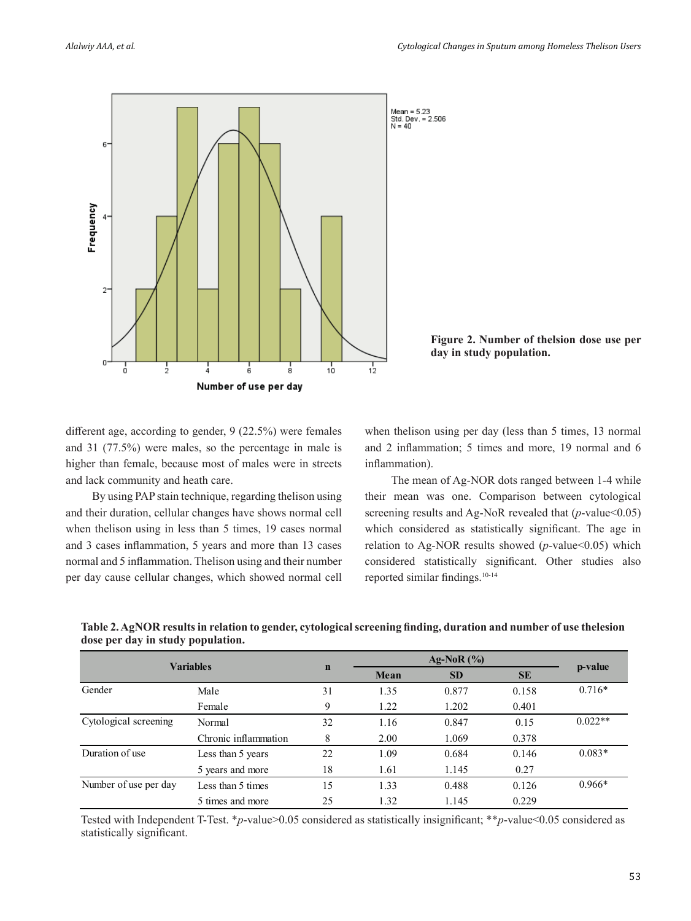Figure 2. Number of thelsion dose use per day in study population.

different age, according to gender, 9 (22.5%) were females and 31 (77.5%) were males, so the percentage in male is higher than female, because most of males were in streets and lack community and heath care.

By using PAP stain technique, regarding thelison using and their duration, cellular changes have shows normal cell when thelison using in less than 5 times, 19 cases normal and 3 cases inflammation, 5 years and more than 13 cases normal and 5 inflammation. Thelison using and their number per day cause cellular changes, which showed normal cell when thelison using per day (less than 5 times, 13 normal and 2 inflammation; 5 times and more, 19 normal and 6 inflammation).

The mean of Ag-NOR dots ranged between 1-4 while their mean was one. Comparison between cytological screening results and Ag-NoR revealed that (*p*-value<0.05) which considered as statistically significant. The age in relation to Ag-NOR results showed (*p*-value<0.05) which considered statistically significant. Other studies also reported similar findings.[10-14]

**Table 2. AgNOR results in relation to gender, cytological screening finding, duration and number of use thelesion dose per day in study population.**

| Variables | | n | Ag-NoR (%) | | | p-value |
|---|---|---|---|---|---|---|
| | | | Mean | SD | SE | |
| Gender | Male | 31 | 1.35 | 0.877 | 0.158 | 0.716* |
| | Female | 9 | 1.22 | 1.202 | 0.401 | |
| Cytological screening | Normal | 32 | 1.16 | 0.847 | 0.15 | 0.022** |
| | Chronic inflammation | 8 | 2.00 | 1.069 | 0.378 | |
| Duration of use | Less than 5 years | 22 | 1.09 | 0.684 | 0.146 | 0.083* |
| | 5 years and more | 18 | 1.61 | 1.145 | 0.27 | |
| Number of use per day | Less than 5 times | 15 | 1.33 | 0.488 | 0.126 | 0.966* |
| | 5 times and more | 25 | 1.32 | 1.145 | 0.229 | |

Tested with Independent T-Test. **p*-value>0.05 considered as statistically insignificant; ***p*-value<0.05 considered as statistically significant.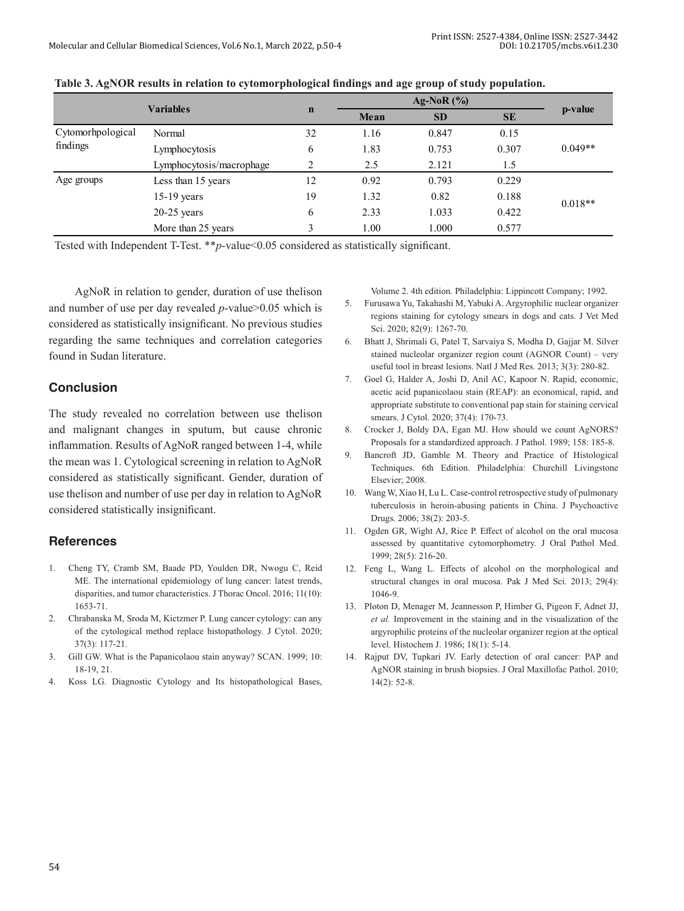**Table 3. AgNOR results in relation to cytomorphological findings and age group of study population.**

| Variables | | n | Ag-NoR (%) | | | p-value |
|---|---|---|---|---|---|---|
| | | | Mean | SD | SE | |
| Cytomorhpological findings | Normal | 32 | 1.16 | 0.847 | 0.15 | 0.049** |
| | Lymphocytosis | 6 | 1.83 | 0.753 | 0.307 | |
| | Lymphocytosis/macrophage | 2 | 2.5 | 2.121 | 1.5 | |
| Age groups | Less than 15 years | 12 | 0.92 | 0.793 | 0.229 | 0.018** |
| | 15-19 years | 19 | 1.32 | 0.82 | 0.188 | |
| | 20-25 years | 6 | 2.33 | 1.033 | 0.422 | |
| | More than 25 years | 3 | 1.00 | 1.000 | 0.577 | |

Tested with Independent T-Test. ***p*-value<0.05 considered as statistically significant.

AgNoR in relation to gender, duration of use thelison and number of use per day revealed *p*-value>0.05 which is considered as statistically insignificant. No previous studies regarding the same techniques and correlation categories found in Sudan literature.

## Conclusion

The study revealed no correlation between use thelison and malignant changes in sputum, but cause chronic inflammation. Results of AgNoR ranged between 1-4, while the mean was 1. Cytological screening in relation to AgNoR considered as statistically significant. Gender, duration of use thelison and number of use per day in relation to AgNoR considered statistically insignificant.

## References

1. Cheng TY, Cramb SM, Baade PD, Youlden DR, Nwogu C, Reid ME. The international epidemiology of lung cancer: latest trends, disparities, and tumor characteristics. J Thorac Oncol. 2016; 11(10): 1653-71.
2. Chrabanska M, Sroda M, Kictzmer P. Lung cancer cytology: can any of the cytological method replace histopathology. J Cytol. 2020; 37(3): 117-21.
3. Gill GW. What is the Papanicolaou stain anyway? SCAN. 1999; 10: 18-19, 21.
4. Koss LG. Diagnostic Cytology and Its histopathological Bases, Volume 2. 4th edition. Philadelphia: Lippincott Company; 1992.
5. Furusawa Yu, Takahashi M, Yabuki A. Argyrophilic nuclear organizer regions staining for cytology smears in dogs and cats. J Vet Med Sci. 2020; 82(9): 1267-70.
6. Bhatt J, Shrimali G, Patel T, Sarvaiya S, Modha D, Gajjar M. Silver stained nucleolar organizer region count (AGNOR Count) – very useful tool in breast lesions. Natl J Med Res. 2013; 3(3): 280-82.
7. Goel G, Halder A, Joshi D, Anil AC, Kapoor N. Rapid, economic, acetic acid papanicolaou stain (REAP): an economical, rapid, and appropriate substitute to conventional pap stain for staining cervical smears. J Cytol. 2020; 37(4): 170-73.
8. Crocker J, Boldy DA, Egan MJ. How should we count AgNORS? Proposals for a standardized approach. J Pathol. 1989; 158: 185-8.
9. Bancroft JD, Gamble M. Theory and Practice of Histological Techniques. 6th Edition. Philadelphia: Churchill Livingstone Elsevier; 2008.
10. Wang W, Xiao H, Lu L. Case-control retrospective study of pulmonary tuberculosis in heroin-abusing patients in China. J Psychoactive Drugs. 2006; 38(2): 203-5.
11. Ogden GR, Wight AJ, Rice P. Effect of alcohol on the oral mucosa assessed by quantitative cytomorphometry. J Oral Pathol Med. 1999; 28(5): 216-20.
12. Feng L, Wang L. Effects of alcohol on the morphological and structural changes in oral mucosa. Pak J Med Sci. 2013; 29(4): 1046-9.
13. Ploton D, Menager M, Jeannesson P, Himber G, Pigeon F, Adnet JJ, *et al.* Improvement in the staining and in the visualization of the argyrophilic proteins of the nucleolar organizer region at the optical level. Histochem J. 1986; 18(1): 5-14.
14. Rajput DV, Tupkari JV. Early detection of oral cancer: PAP and AgNOR staining in brush biopsies. J Oral Maxillofac Pathol. 2010; 14(2): 52-8.